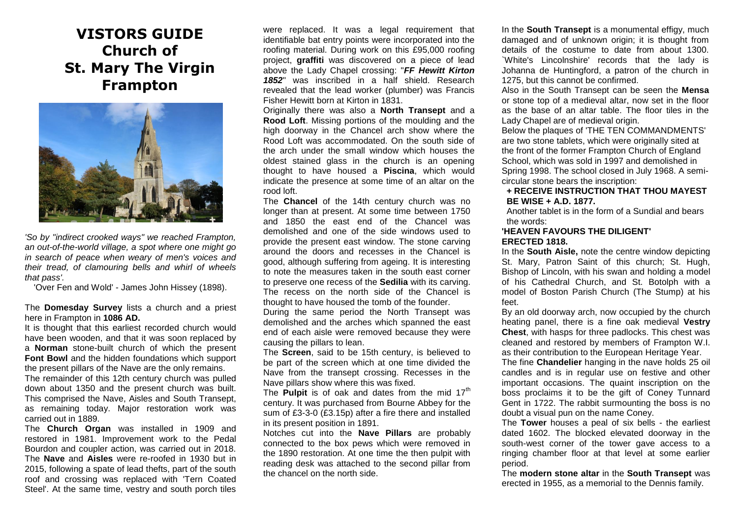# VISTORS GUIDE
# Church of St. Mary The Virgin Frampton

*'So by "indirect crooked ways" we reached Frampton, an out-of-the-world village, a spot where one might go in search of peace when weary of men's voices and their tread, of clamouring bells and whirl of wheels that pass'.*

'Over Fen and Wold' - James John Hissey (1898).

The **Domesday Survey** lists a church and a priest here in Frampton in **1086 AD.**

It is thought that this earliest recorded church would have been wooden, and that it was soon replaced by a **Norman** stone-built church of which the present **Font Bowl** and the hidden foundations which support the present pillars of the Nave are the only remains.

The remainder of this 12th century church was pulled down about 1350 and the present church was built. This comprised the Nave, Aisles and South Transept, as remaining today. Major restoration work was carried out in 1889.

The **Church Organ** was installed in 1909 and restored in 1981. Improvement work to the Pedal Bourdon and coupler action, was carried out in 2018. The **Nave** and **Aisles** were re-roofed in 1930 but in 2015, following a spate of lead thefts, part of the south roof and crossing was replaced with 'Tern Coated Steel'. At the same time, vestry and south porch tiles were replaced. It was a legal requirement that identifiable bat entry points were incorporated into the roofing material. During work on this £95,000 roofing project, **graffiti** was discovered on a piece of lead above the Lady Chapel crossing: "***FF Hewitt Kirton 1852***" was inscribed in a half shield. Research revealed that the lead worker (plumber) was Francis Fisher Hewitt born at Kirton in 1831.

Originally there was also a **North Transept** and a **Rood Loft**. Missing portions of the moulding and the high doorway in the Chancel arch show where the Rood Loft was accommodated. On the south side of the arch under the small window which houses the oldest stained glass in the church is an opening thought to have housed a **Piscina**, which would indicate the presence at some time of an altar on the rood loft.

The **Chancel** of the 14th century church was no longer than at present. At some time between 1750 and 1850 the east end of the Chancel was demolished and one of the side windows used to provide the present east window. The stone carving around the doors and recesses in the Chancel is good, although suffering from ageing. It is interesting to note the measures taken in the south east corner to preserve one recess of the **Sedilia** with its carving. The recess on the north side of the Chancel is thought to have housed the tomb of the founder.

During the same period the North Transept was demolished and the arches which spanned the east end of each aisle were removed because they were causing the pillars to lean.

The **Screen**, said to be 15th century, is believed to be part of the screen which at one time divided the Nave from the transept crossing. Recesses in the Nave pillars show where this was fixed.

The **Pulpit** is of oak and dates from the mid 17th century. It was purchased from Bourne Abbey for the sum of £3-3-0 (£3.15p) after a fire there and installed in its present position in 1891.

Notches cut into the **Nave Pillars** are probably connected to the box pews which were removed in the 1890 restoration. At one time the then pulpit with reading desk was attached to the second pillar from the chancel on the north side.

In the **South Transept** is a monumental effigy, much damaged and of unknown origin; it is thought from details of the costume to date from about 1300. `White's Lincolnshire' records that the lady is Johanna de Huntingford, a patron of the church in 1275, but this cannot be confirmed.

Also in the South Transept can be seen the **Mensa** or stone top of a medieval altar, now set in the floor as the base of an altar table. The floor tiles in the Lady Chapel are of medieval origin.

Below the plaques of 'THE TEN COMMANDMENTS' are two stone tablets, which were originally sited at the front of the former Frampton Church of England School, which was sold in 1997 and demolished in Spring 1998. The school closed in July 1968. A semi-circular stone bears the inscription:

**+ RECEIVE INSTRUCTION THAT THOU MAYEST BE WISE + A.D. 1877.**

Another tablet is in the form of a Sundial and bears the words:

**'HEAVEN FAVOURS THE DILIGENT'**
**ERECTED 1818.**

In the **South Aisle,** note the centre window depicting St. Mary, Patron Saint of this church; St. Hugh, Bishop of Lincoln, with his swan and holding a model of his Cathedral Church, and St. Botolph with a model of Boston Parish Church (The Stump) at his feet.

By an old doorway arch, now occupied by the church heating panel, there is a fine oak medieval **Vestry Chest**, with hasps for three padlocks. This chest was cleaned and restored by members of Frampton W.I. as their contribution to the European Heritage Year.

The fine **Chandelier** hanging in the nave holds 25 oil candles and is in regular use on festive and other important occasions. The quaint inscription on the boss proclaims it to be the gift of Coney Tunnard Gent in 1722. The rabbit surmounting the boss is no doubt a visual pun on the name Coney.

The **Tower** houses a peal of six bells - the earliest dated 1602. The blocked elevated doorway in the south-west corner of the tower gave access to a ringing chamber floor at that level at some earlier period.

The **modern stone altar** in the **South Transept** was erected in 1955, as a memorial to the Dennis family.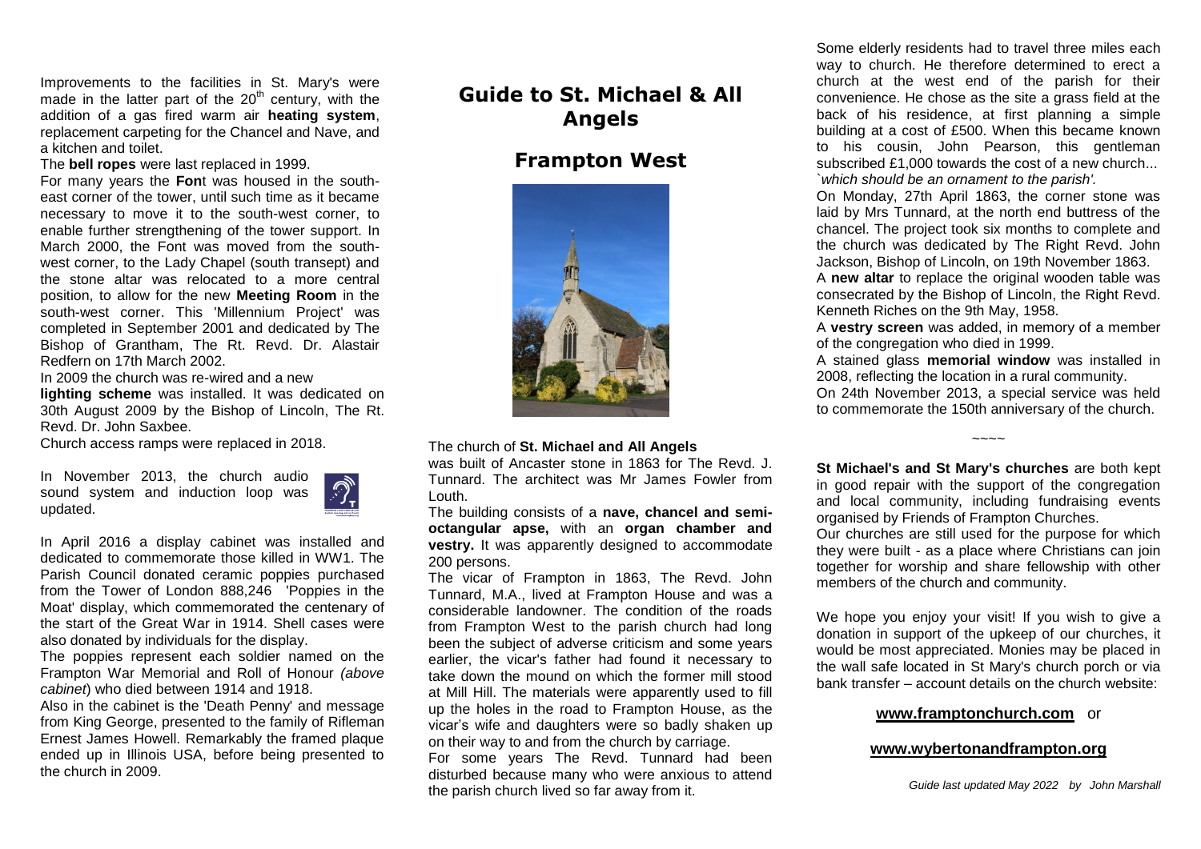Improvements to the facilities in St. Mary's were made in the latter part of the 20th century, with the addition of a gas fired warm air **heating system**, replacement carpeting for the Chancel and Nave, and a kitchen and toilet.

The **bell ropes** were last replaced in 1999.

For many years the **Fon**t was housed in the south-east corner of the tower, until such time as it became necessary to move it to the south-west corner, to enable further strengthening of the tower support. In March 2000, the Font was moved from the south-west corner, to the Lady Chapel (south transept) and the stone altar was relocated to a more central position, to allow for the new **Meeting Room** in the south-west corner. This 'Millennium Project' was completed in September 2001 and dedicated by The Bishop of Grantham, The Rt. Revd. Dr. Alastair Redfern on 17th March 2002.

In 2009 the church was re-wired and a new **lighting scheme** was installed. It was dedicated on 30th August 2009 by the Bishop of Lincoln, The Rt. Revd. Dr. John Saxbee.

Church access ramps were replaced in 2018.

In November 2013, the church audio sound system and induction loop was updated.

In April 2016 a display cabinet was installed and dedicated to commemorate those killed in WW1. The Parish Council donated ceramic poppies purchased from the Tower of London 888,246 'Poppies in the Moat' display, which commemorated the centenary of the start of the Great War in 1914. Shell cases were also donated by individuals for the display.

The poppies represent each soldier named on the Frampton War Memorial and Roll of Honour *(above cabinet*) who died between 1914 and 1918.

Also in the cabinet is the 'Death Penny' and message from King George, presented to the family of Rifleman Ernest James Howell. Remarkably the framed plaque ended up in Illinois USA, before being presented to the church in 2009.

# Guide to St. Michael & All Angels

## Frampton West

The church of **St. Michael and All Angels** was built of Ancaster stone in 1863 for The Revd. J. Tunnard. The architect was Mr James Fowler from Louth.

The building consists of a **nave, chancel and semi-octangular apse,** with an **organ chamber and vestry.** It was apparently designed to accommodate 200 persons.

The vicar of Frampton in 1863, The Revd. John Tunnard, M.A., lived at Frampton House and was a considerable landowner. The condition of the roads from Frampton West to the parish church had long been the subject of adverse criticism and some years earlier, the vicar's father had found it necessary to take down the mound on which the former mill stood at Mill Hill. The materials were apparently used to fill up the holes in the road to Frampton House, as the vicar's wife and daughters were so badly shaken up on their way to and from the church by carriage.

For some years The Revd. Tunnard had been disturbed because many who were anxious to attend the parish church lived so far away from it.

Some elderly residents had to travel three miles each way to church. He therefore determined to erect a church at the west end of the parish for their convenience. He chose as the site a grass field at the back of his residence, at first planning a simple building at a cost of £500. When this became known to his cousin, John Pearson, this gentleman subscribed £1,000 towards the cost of a new church... *`which should be an ornament to the parish'.*

On Monday, 27th April 1863, the corner stone was laid by Mrs Tunnard, at the north end buttress of the chancel. The project took six months to complete and the church was dedicated by The Right Revd. John Jackson, Bishop of Lincoln, on 19th November 1863.

A **new altar** to replace the original wooden table was consecrated by the Bishop of Lincoln, the Right Revd. Kenneth Riches on the 9th May, 1958.

A **vestry screen** was added, in memory of a member of the congregation who died in 1999.

A stained glass **memorial window** was installed in 2008, reflecting the location in a rural community.

On 24th November 2013, a special service was held to commemorate the 150th anniversary of the church.

~~~~

**St Michael's and St Mary's churches** are both kept in good repair with the support of the congregation and local community, including fundraising events organised by Friends of Frampton Churches.

Our churches are still used for the purpose for which they were built - as a place where Christians can join together for worship and share fellowship with other members of the church and community.

We hope you enjoy your visit! If you wish to give a donation in support of the upkeep of our churches, it would be most appreciated. Monies may be placed in the wall safe located in St Mary's church porch or via bank transfer – account details on the church website:

**www.framptonchurch.com** or

**www.wybertonandframpton.org**

*Guide last updated May 2022 by John Marshall*